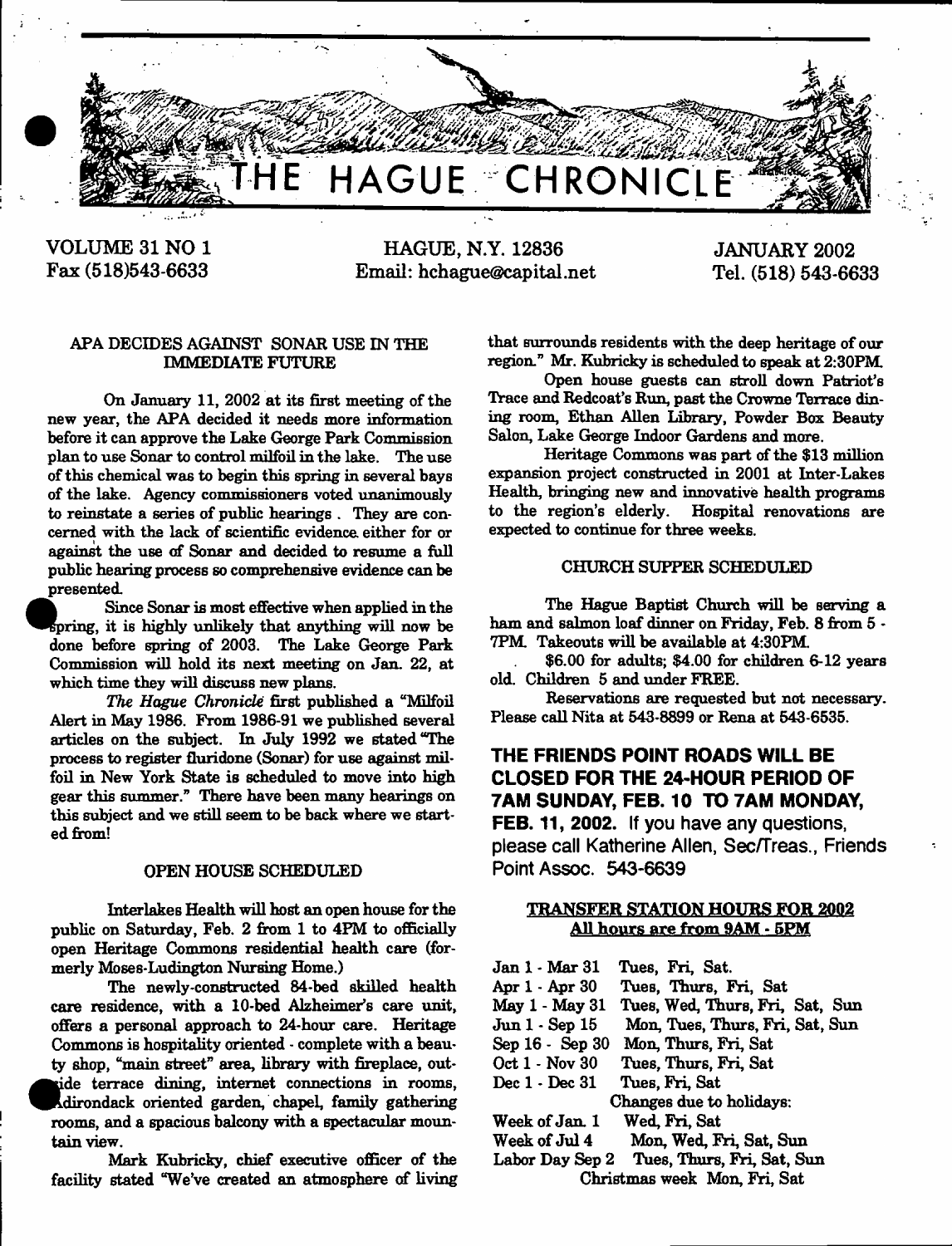# THE HAGUE CHRONICLE

VOLUME 31 NO 1
Fax (518)543-6633

HAGUE, N.Y. 12836
Email: hchague@capital.net

JANUARY 2002
Tel. (518) 543-6633

## APA DECIDES AGAINST SONAR USE IN THE IMMEDIATE FUTURE

On January 11, 2002 at its first meeting of the new year, the APA decided it needs more information before it can approve the Lake George Park Commission plan to use Sonar to control milfoil in the lake. The use of this chemical was to begin this spring in several bays of the lake. Agency commissioners voted unanimously to reinstate a series of public hearings. They are concerned with the lack of scientific evidence either for or against the use of Sonar and decided to resume a full public hearing process so comprehensive evidence can be presented.

Since Sonar is most effective when applied in the spring, it is highly unlikely that anything will now be done before spring of 2003. The Lake George Park Commission will hold its next meeting on Jan. 22, at which time they will discuss new plans.

*The Hague Chronicle* first published a "Milfoil Alert in May 1986. From 1986-91 we published several articles on the subject. In July 1992 we stated "The process to register fluridone (Sonar) for use against milfoil in New York State is scheduled to move into high gear this summer." There have been many hearings on this subject and we still seem to be back where we started from!

## OPEN HOUSE SCHEDULED

Interlakes Health will host an open house for the public on Saturday, Feb. 2 from 1 to 4PM to officially open Heritage Commons residential health care (formerly Moses-Ludington Nursing Home.)

The newly-constructed 84-bed skilled health care residence, with a 10-bed Alzheimer's care unit, offers a personal approach to 24-hour care. Heritage Commons is hospitality oriented - complete with a beauty shop, "main street" area, library with fireplace, outside terrace dining, internet connections in rooms, Adirondack oriented garden, chapel, family gathering rooms, and a spacious balcony with a spectacular mountain view.

Mark Kubricky, chief executive officer of the facility stated "We've created an atmosphere of living that surrounds residents with the deep heritage of our region." Mr. Kubricky is scheduled to speak at 2:30PM.

Open house guests can stroll down Patriot's Trace and Redcoat's Run, past the Crowne Terrace dining room, Ethan Allen Library, Powder Box Beauty Salon, Lake George Indoor Gardens and more.

Heritage Commons was part of the $13 million expansion project constructed in 2001 at Inter-Lakes Health, bringing new and innovative health programs to the region's elderly. Hospital renovations are expected to continue for three weeks.

## CHURCH SUPPER SCHEDULED

The Hague Baptist Church will be serving a ham and salmon loaf dinner on Friday, Feb. 8 from 5 - 7PM. Takeouts will be available at 4:30PM.

$6.00 for adults; $4.00 for children 6-12 years old. Children 5 and under FREE.

Reservations are requested but not necessary. Please call Nita at 543-8899 or Rena at 543-6535.

**THE FRIENDS POINT ROADS WILL BE CLOSED FOR THE 24-HOUR PERIOD OF 7AM SUNDAY, FEB. 10 TO 7AM MONDAY, FEB. 11, 2002.** If you have any questions, please call Katherine Allen, Sec/Treas., Friends Point Assoc. 543-6639

## TRANSFER STATION HOURS FOR 2002
**All hours are from 9AM - 5PM**

| | |
|---|---|
| Jan 1 - Mar 31 | Tues, Fri, Sat. |
| Apr 1 - Apr 30 | Tues, Thurs, Fri, Sat |
| May 1 - May 31 | Tues, Wed, Thurs, Fri, Sat, Sun |
| Jun 1 - Sep 15 | Mon, Tues, Thurs, Fri, Sat, Sun |
| Sep 16 - Sep 30 | Mon, Thurs, Fri, Sat |
| Oct 1 - Nov 30 | Tues, Thurs, Fri, Sat |
| Dec 1 - Dec 31 | Tues, Fri, Sat |
| Changes due to holidays: | |
| Week of Jan. 1 | Wed, Fri, Sat |
| Week of Jul 4 | Mon, Wed, Fri, Sat, Sun |
| Labor Day Sep 2 | Tues, Thurs, Fri, Sat, Sun |
| Christmas week | Mon, Fri, Sat |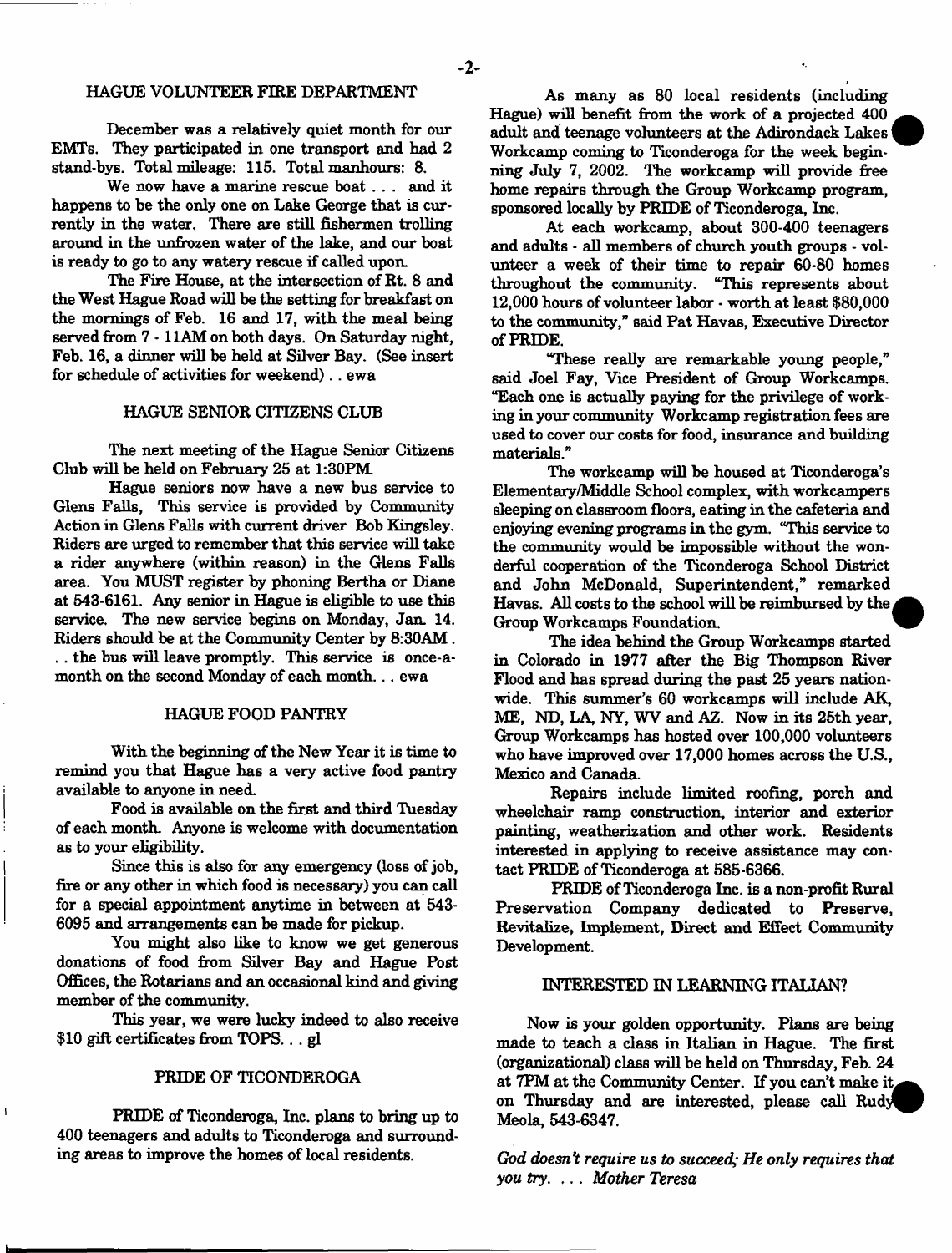## HAGUE VOLUNTEER FIRE DEPARTMENT

December was a relatively quiet month for our EMTs. They participated in one transport and had 2 stand-bys. Total mileage: 115. Total manhours: 8.

We now have a marine rescue boat . . . and it happens to be the only one on Lake George that is currently in the water. There are still fishermen trolling around in the unfrozen water of the lake, and our boat is ready to go to any watery rescue if called upon.

The Fire House, at the intersection of Rt. 8 and the West Hague Road will be the setting for breakfast on the mornings of Feb. 16 and 17, with the meal being served from 7 - 11AM on both days. On Saturday night, Feb. 16, a dinner will be held at Silver Bay. (See insert for schedule of activities for weekend) . . ewa

## HAGUE SENIOR CITIZENS CLUB

The next meeting of the Hague Senior Citizens Club will be held on February 25 at 1:30PM.

Hague seniors now have a new bus service to Glens Falls, This service is provided by Community Action in Glens Falls with current driver Bob Kingsley. Riders are urged to remember that this service will take a rider anywhere (within reason) in the Glens Falls area. You MUST register by phoning Bertha or Diane at 543-6161. Any senior in Hague is eligible to use this service. The new service begins on Monday, Jan. 14. Riders should be at the Community Center by 8:30AM . . . the bus will leave promptly. This service is once-a-month on the second Monday of each month. . . ewa

## HAGUE FOOD PANTRY

With the beginning of the New Year it is time to remind you that Hague has a very active food pantry available to anyone in need.

Food is available on the first and third Tuesday of each month. Anyone is welcome with documentation as to your eligibility.

Since this is also for any emergency (loss of job, fire or any other in which food is necessary) you can call for a special appointment anytime in between at 543-6095 and arrangements can be made for pickup.

You might also like to know we get generous donations of food from Silver Bay and Hague Post Offices, the Rotarians and an occasional kind and giving member of the community.

This year, we were lucky indeed to also receive $10 gift certificates from TOPS. . . gl

## PRIDE OF TICONDEROGA

PRIDE of Ticonderoga, Inc. plans to bring up to 400 teenagers and adults to Ticonderoga and surrounding areas to improve the homes of local residents.

As many as 80 local residents (including Hague) will benefit from the work of a projected 400 adult and teenage volunteers at the Adirondack Lakes Workcamp coming to Ticonderoga for the week beginning July 7, 2002. The workcamp will provide free home repairs through the Group Workcamp program, sponsored locally by PRIDE of Ticonderoga, Inc.

At each workcamp, about 300-400 teenagers and adults - all members of church youth groups - volunteer a week of their time to repair 60-80 homes throughout the community. "This represents about 12,000 hours of volunteer labor - worth at least $80,000 to the community," said Pat Havas, Executive Director of PRIDE.

"These really are remarkable young people," said Joel Fay, Vice President of Group Workcamps. "Each one is actually paying for the privilege of working in your community Workcamp registration fees are used to cover our costs for food, insurance and building materials."

The workcamp will be housed at Ticonderoga's Elementary/Middle School complex, with workcampers sleeping on classroom floors, eating in the cafeteria and enjoying evening programs in the gym. "This service to the community would be impossible without the wonderful cooperation of the Ticonderoga School District and John McDonald, Superintendent," remarked Havas. All costs to the school will be reimbursed by the Group Workcamps Foundation.

The idea behind the Group Workcamps started in Colorado in 1977 after the Big Thompson River Flood and has spread during the past 25 years nationwide. This summer's 60 workcamps will include AK, ME, ND, LA, NY, WV and AZ. Now in its 25th year, Group Workcamps has hosted over 100,000 volunteers who have improved over 17,000 homes across the U.S., Mexico and Canada.

Repairs include limited roofing, porch and wheelchair ramp construction, interior and exterior painting, weatherization and other work. Residents interested in applying to receive assistance may contact PRIDE of Ticonderoga at 585-6366.

PRIDE of Ticonderoga Inc. is a non-profit Rural Preservation Company dedicated to Preserve, Revitalize, Implement, Direct and Effect Community Development.

## INTERESTED IN LEARNING ITALIAN?

Now is your golden opportunity. Plans are being made to teach a class in Italian in Hague. The first (organizational) class will be held on Thursday, Feb. 24 at 7PM at the Community Center. If you can't make it on Thursday and are interested, please call Rudy Meola, 543-6347.

*God doesn't require us to succeed; He only requires that you try. . . . Mother Teresa*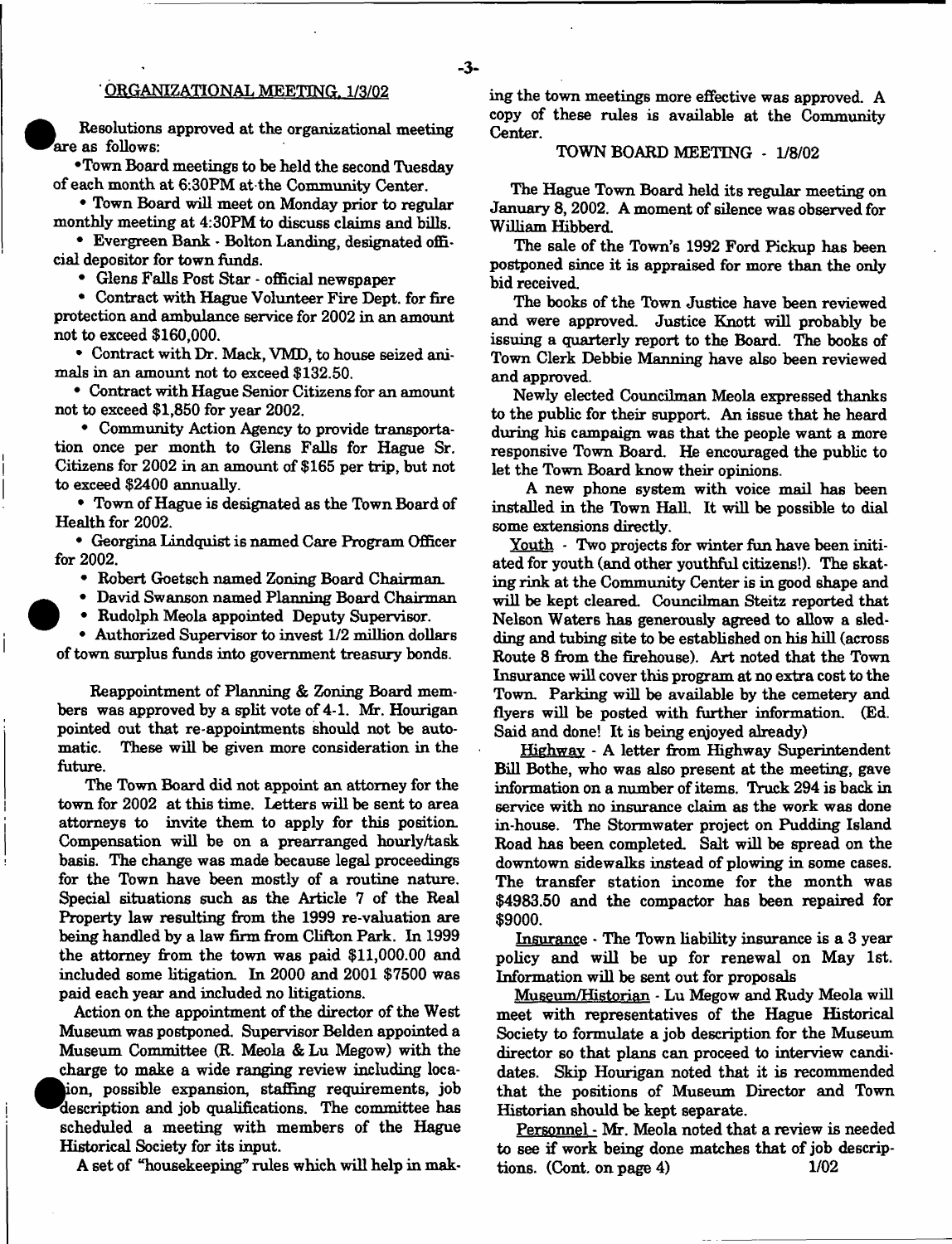## ORGANIZATIONAL MEETING, 1/3/02

Resolutions approved at the organizational meeting are as follows:

- Town Board meetings to be held the second Tuesday of each month at 6:30PM at the Community Center.
- Town Board will meet on Monday prior to regular monthly meeting at 4:30PM to discuss claims and bills.
- Evergreen Bank - Bolton Landing, designated official depositor for town funds.
- Glens Falls Post Star - official newspaper
- Contract with Hague Volunteer Fire Dept. for fire protection and ambulance service for 2002 in an amount not to exceed $160,000.
- Contract with Dr. Mack, VMD, to house seized animals in an amount not to exceed $132.50.
- Contract with Hague Senior Citizens for an amount not to exceed $1,850 for year 2002.
- Community Action Agency to provide transportation once per month to Glens Falls for Hague Sr. Citizens for 2002 in an amount of $165 per trip, but not to exceed $2400 annually.
- Town of Hague is designated as the Town Board of Health for 2002.
- Georgina Lindquist is named Care Program Officer for 2002.
- Robert Goetsch named Zoning Board Chairman.
- David Swanson named Planning Board Chairman
- Rudolph Meola appointed Deputy Supervisor.
- Authorized Supervisor to invest 1/2 million dollars of town surplus funds into government treasury bonds.

Reappointment of Planning & Zoning Board members was approved by a split vote of 4-1. Mr. Hourigan pointed out that re-appointments should not be automatic. These will be given more consideration in the future.

The Town Board did not appoint an attorney for the town for 2002 at this time. Letters will be sent to area attorneys to invite them to apply for this position. Compensation will be on a prearranged hourly/task basis. The change was made because legal proceedings for the Town have been mostly of a routine nature. Special situations such as the Article 7 of the Real Property law resulting from the 1999 re-valuation are being handled by a law firm from Clifton Park. In 1999 the attorney from the town was paid $11,000.00 and included some litigation. In 2000 and 2001 $7500 was paid each year and included no litigations.

Action on the appointment of the director of the West Museum was postponed. Supervisor Belden appointed a Museum Committee (R. Meola & Lu Megow) with the charge to make a wide ranging review including location, possible expansion, staffing requirements, job description and job qualifications. The committee has scheduled a meeting with members of the Hague Historical Society for its input.

A set of "housekeeping" rules which will help in making the town meetings more effective was approved. A copy of these rules is available at the Community Center.

## TOWN BOARD MEETING - 1/8/02

The Hague Town Board held its regular meeting on January 8, 2002. A moment of silence was observed for William Hibberd.

The sale of the Town's 1992 Ford Pickup has been postponed since it is appraised for more than the only bid received.

The books of the Town Justice have been reviewed and were approved. Justice Knott will probably be issuing a quarterly report to the Board. The books of Town Clerk Debbie Manning have also been reviewed and approved.

Newly elected Councilman Meola expressed thanks to the public for their support. An issue that he heard during his campaign was that the people want a more responsive Town Board. He encouraged the public to let the Town Board know their opinions.

A new phone system with voice mail has been installed in the Town Hall. It will be possible to dial some extensions directly.

Youth - Two projects for winter fun have been initiated for youth (and other youthful citizens!). The skating rink at the Community Center is in good shape and will be kept cleared. Councilman Steitz reported that Nelson Waters has generously agreed to allow a sledding and tubing site to be established on his hill (across Route 8 from the firehouse). Art noted that the Town Insurance will cover this program at no extra cost to the Town. Parking will be available by the cemetery and flyers will be posted with further information. (Ed. Said and done! It is being enjoyed already)

Highway - A letter from Highway Superintendent Bill Bothe, who was also present at the meeting, gave information on a number of items. Truck 294 is back in service with no insurance claim as the work was done in-house. The Stormwater project on Pudding Island Road has been completed. Salt will be spread on the downtown sidewalks instead of plowing in some cases. The transfer station income for the month was $4983.50 and the compactor has been repaired for $9000.

Insurance - The Town liability insurance is a 3 year policy and will be up for renewal on May 1st. Information will be sent out for proposals

Museum/Historian - Lu Megow and Rudy Meola will meet with representatives of the Hague Historical Society to formulate a job description for the Museum director so that plans can proceed to interview candidates. Skip Hourigan noted that it is recommended that the positions of Museum Director and Town Historian should be kept separate.

Personnel - Mr. Meola noted that a review is needed to see if work being done matches that of job descriptions. (Cont. on page 4) 1/02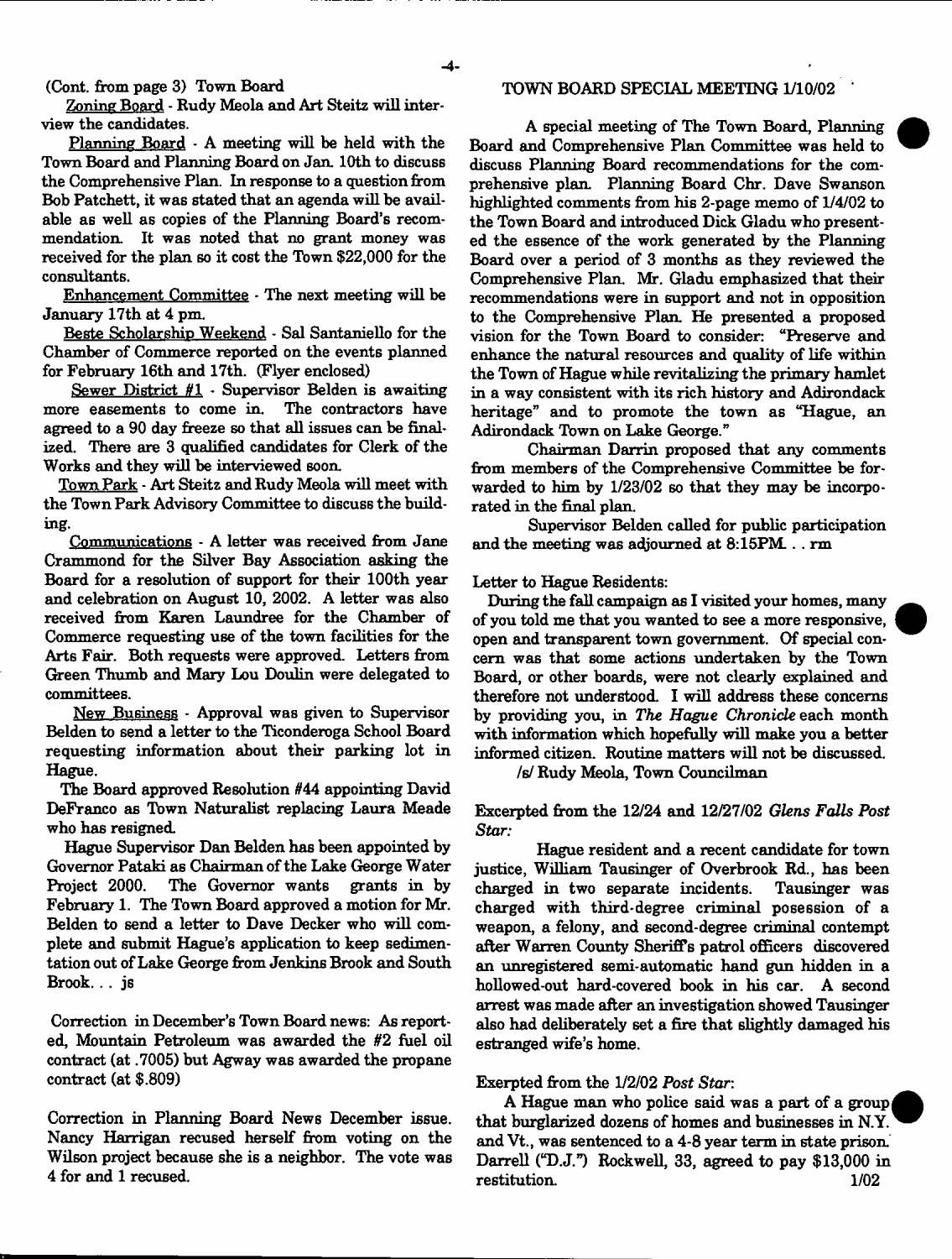(Cont. from page 3) Town Board

Zoning Board - Rudy Meola and Art Steitz will interview the candidates.

Planning Board - A meeting will be held with the Town Board and Planning Board on Jan. 10th to discuss the Comprehensive Plan. In response to a question from Bob Patchett, it was stated that an agenda will be available as well as copies of the Planning Board's recommendation. It was noted that no grant money was received for the plan so it cost the Town $22,000 for the consultants.

Enhancement Committee - The next meeting will be January 17th at 4 pm.

Beste Scholarship Weekend - Sal Santaniello for the Chamber of Commerce reported on the events planned for February 16th and 17th. (Flyer enclosed)

Sewer District #1 - Supervisor Belden is awaiting more easements to come in. The contractors have agreed to a 90 day freeze so that all issues can be finalized. There are 3 qualified candidates for Clerk of the Works and they will be interviewed soon.

Town Park - Art Steitz and Rudy Meola will meet with the Town Park Advisory Committee to discuss the building.

Communications - A letter was received from Jane Crammond for the Silver Bay Association asking the Board for a resolution of support for their 100th year and celebration on August 10, 2002. A letter was also received from Karen Laundree for the Chamber of Commerce requesting use of the town facilities for the Arts Fair. Both requests were approved. Letters from Green Thumb and Mary Lou Doulin were delegated to committees.

New Business - Approval was given to Supervisor Belden to send a letter to the Ticonderoga School Board requesting information about their parking lot in Hague.

The Board approved Resolution #44 appointing David DeFranco as Town Naturalist replacing Laura Meade who has resigned.

Hague Supervisor Dan Belden has been appointed by Governor Pataki as Chairman of the Lake George Water Project 2000. The Governor wants grants in by February 1. The Town Board approved a motion for Mr. Belden to send a letter to Dave Decker who will complete and submit Hague's application to keep sedimentation out of Lake George from Jenkins Brook and South Brook. . . js

Correction in December's Town Board news: As reported, Mountain Petroleum was awarded the #2 fuel oil contract (at .7005) but Agway was awarded the propane contract (at $.809)

Correction in Planning Board News December issue. Nancy Harrigan recused herself from voting on the Wilson project because she is a neighbor. The vote was 4 for and 1 recused.

## TOWN BOARD SPECIAL MEETING 1/10/02

A special meeting of The Town Board, Planning Board and Comprehensive Plan Committee was held to discuss Planning Board recommendations for the comprehensive plan. Planning Board Chr. Dave Swanson highlighted comments from his 2-page memo of 1/4/02 to the Town Board and introduced Dick Gladu who presented the essence of the work generated by the Planning Board over a period of 3 months as they reviewed the Comprehensive Plan. Mr. Gladu emphasized that their recommendations were in support and not in opposition to the Comprehensive Plan. He presented a proposed vision for the Town Board to consider: "Preserve and enhance the natural resources and quality of life within the Town of Hague while revitalizing the primary hamlet in a way consistent with its rich history and Adirondack heritage" and to promote the town as "Hague, an Adirondack Town on Lake George."

Chairman Darrin proposed that any comments from members of the Comprehensive Committee be forwarded to him by 1/23/02 so that they may be incorporated in the final plan.

Supervisor Belden called for public participation and the meeting was adjourned at 8:15PM. . . rm

Letter to Hague Residents:

During the fall campaign as I visited your homes, many of you told me that you wanted to see a more responsive, open and transparent town government. Of special concern was that some actions undertaken by the Town Board, or other boards, were not clearly explained and therefore not understood. I will address these concerns by providing you, in *The Hague Chronicle* each month with information which hopefully will make you a better informed citizen. Routine matters will not be discussed.

/s/ Rudy Meola, Town Councilman

Excerpted from the 12/24 and 12/27/02 *Glens Falls Post Star:*

Hague resident and a recent candidate for town justice, William Tausinger of Overbrook Rd., has been charged in two separate incidents. Tausinger was charged with third-degree criminal posession of a weapon, a felony, and second-degree criminal contempt after Warren County Sheriff's patrol officers discovered an unregistered semi-automatic hand gun hidden in a hollowed-out hard-covered book in his car. A second arrest was made after an investigation showed Tausinger also had deliberately set a fire that slightly damaged his estranged wife's home.

Exerpted from the 1/2/02 *Post Star*:

A Hague man who police said was a part of a group that burglarized dozens of homes and businesses in N.Y. and Vt., was sentenced to a 4-8 year term in state prison. Darrell ("D.J.") Rockwell, 33, agreed to pay $13,000 in restitution. 1/02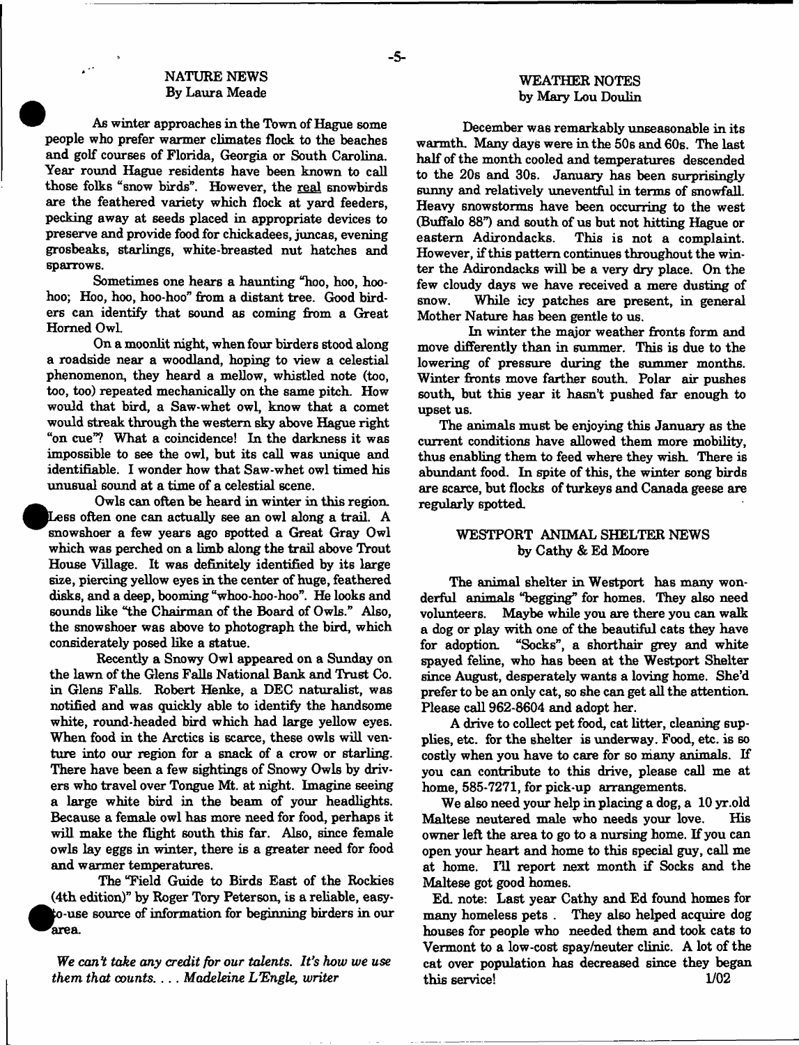## NATURE NEWS
By Laura Meade

As winter approaches in the Town of Hague some people who prefer warmer climates flock to the beaches and golf courses of Florida, Georgia or South Carolina. Year round Hague residents have been known to call those folks "snow birds". However, the real snowbirds are the feathered variety which flock at yard feeders, pecking away at seeds placed in appropriate devices to preserve and provide food for chickadees, juncas, evening grosbeaks, starlings, white-breasted nut hatches and sparrows.

Sometimes one hears a haunting "hoo, hoo, hoo-hoo; Hoo, hoo, hoo-hoo" from a distant tree. Good birders can identify that sound as coming from a Great Horned Owl.

On a moonlit night, when four birders stood along a roadside near a woodland, hoping to view a celestial phenomenon, they heard a mellow, whistled note (too, too, too) repeated mechanically on the same pitch. How would that bird, a Saw-whet owl, know that a comet would streak through the western sky above Hague right "on cue"? What a coincidence! In the darkness it was impossible to see the owl, but its call was unique and identifiable. I wonder how that Saw-whet owl timed his unusual sound at a time of a celestial scene.

Owls can often be heard in winter in this region. Less often one can actually see an owl along a trail. A snowshoer a few years ago spotted a Great Gray Owl which was perched on a limb along the trail above Trout House Village. It was definitely identified by its large size, piercing yellow eyes in the center of huge, feathered disks, and a deep, booming "whoo-hoo-hoo". He looks and sounds like "the Chairman of the Board of Owls." Also, the snowshoer was able to photograph the bird, which considerately posed like a statue.

Recently a Snowy Owl appeared on a Sunday on the lawn of the Glens Falls National Bank and Trust Co. in Glens Falls. Robert Henke, a DEC naturalist, was notified and was quickly able to identify the handsome white, round-headed bird which had large yellow eyes. When food in the Arctics is scarce, these owls will venture into our region for a snack of a crow or starling. There have been a few sightings of Snowy Owls by drivers who travel over Tongue Mt. at night. Imagine seeing a large white bird in the beam of your headlights. Because a female owl has more need for food, perhaps it will make the flight south this far. Also, since female owls lay eggs in winter, there is a greater need for food and warmer temperatures.

The "Field Guide to Birds East of the Rockies (4th edition)" by Roger Tory Peterson, is a reliable, easy-to-use source of information for beginning birders in our area.

*We can't take any credit for our talents. It's how we use them that counts. . . . Madeleine L'Engle, writer*

## WEATHER NOTES
by Mary Lou Doulin

December was remarkably unseasonable in its warmth. Many days were in the 50s and 60s. The last half of the month cooled and temperatures descended to the 20s and 30s. January has been surprisingly sunny and relatively uneventful in terms of snowfall. Heavy snowstorms have been occurring to the west (Buffalo 88") and south of us but not hitting Hague or eastern Adirondacks. This is not a complaint. However, if this pattern continues throughout the winter the Adirondacks will be a very dry place. On the few cloudy days we have received a mere dusting of snow. While icy patches are present, in general Mother Nature has been gentle to us.

In winter the major weather fronts form and move differently than in summer. This is due to the lowering of pressure during the summer months. Winter fronts move farther south. Polar air pushes south, but this year it hasn't pushed far enough to upset us.

The animals must be enjoying this January as the current conditions have allowed them more mobility, thus enabling them to feed where they wish. There is abundant food. In spite of this, the winter song birds are scarce, but flocks of turkeys and Canada geese are regularly spotted.

## WESTPORT ANIMAL SHELTER NEWS
by Cathy & Ed Moore

The animal shelter in Westport has many wonderful animals "begging" for homes. They also need volunteers. Maybe while you are there you can walk a dog or play with one of the beautiful cats they have for adoption. "Socks", a shorthair grey and white spayed feline, who has been at the Westport Shelter since August, desperately wants a loving home. She'd prefer to be an only cat, so she can get all the attention. Please call 962-8604 and adopt her.

A drive to collect pet food, cat litter, cleaning supplies, etc. for the shelter is underway. Food, etc. is so costly when you have to care for so many animals. If you can contribute to this drive, please call me at home, 585-7271, for pick-up arrangements.

We also need your help in placing a dog, a 10 yr.old Maltese neutered male who needs your love. His owner left the area to go to a nursing home. If you can open your heart and home to this special guy, call me at home. I'll report next month if Socks and the Maltese got good homes.

Ed. note: Last year Cathy and Ed found homes for many homeless pets . They also helped acquire dog houses for people who needed them and took cats to Vermont to a low-cost spay/neuter clinic. A lot of the cat over population has decreased since they began this service! 1/02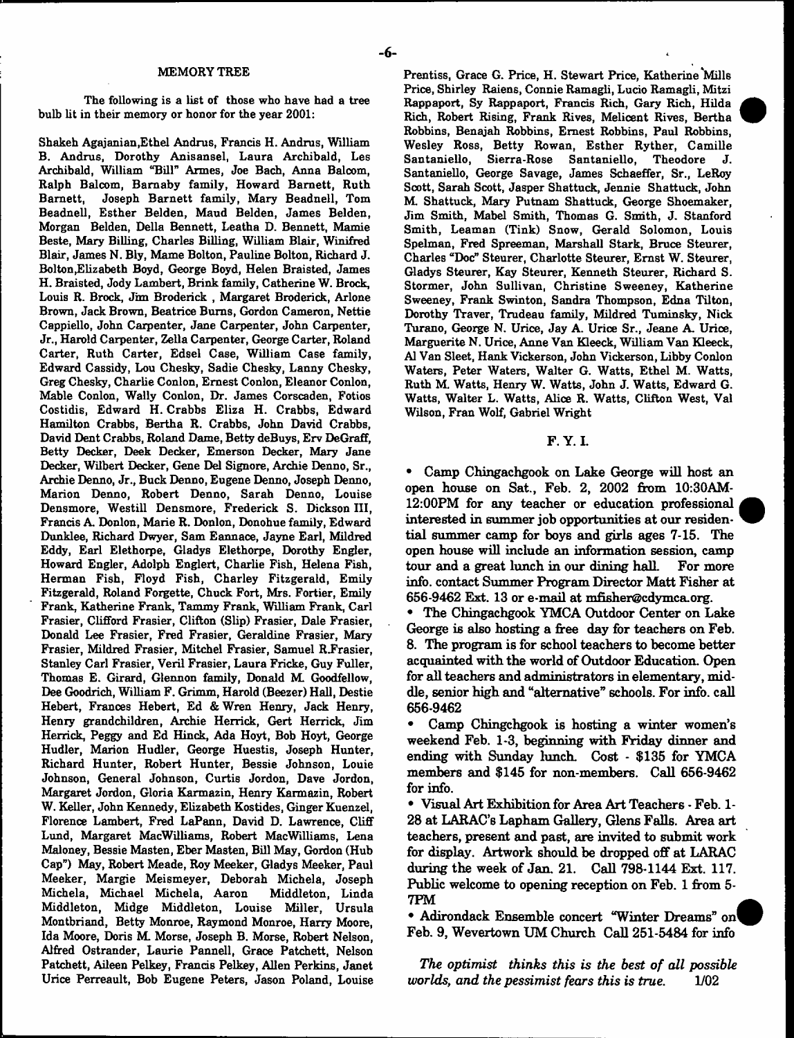## MEMORY TREE

The following is a list of those who have had a tree bulb lit in their memory or honor for the year 2001:

Shakeh Agajanian,Ethel Andrus, Francis H. Andrus, William B. Andrus, Dorothy Anisansel, Laura Archibald, Les Archibald, William "Bill" Armes, Joe Bach, Anna Balcom, Ralph Balcom, Barnaby family, Howard Barnett, Ruth Barnett, Joseph Barnett family, Mary Beadnell, Tom Beadnell, Esther Belden, Maud Belden, James Belden, Morgan Belden, Della Bennett, Leatha D. Bennett, Mamie Beste, Mary Billing, Charles Billing, William Blair, Winifred Blair, James N. Bly, Mame Bolton, Pauline Bolton, Richard J. Bolton,Elizabeth Boyd, George Boyd, Helen Braisted, James H. Braisted, Jody Lambert, Brink family, Catherine W. Brock, Louis R. Brock, Jim Broderick , Margaret Broderick, Arlone Brown, Jack Brown, Beatrice Burns, Gordon Cameron, Nettie Cappiello, John Carpenter, Jane Carpenter, John Carpenter, Jr., Harold Carpenter, Zella Carpenter, George Carter, Roland Carter, Ruth Carter, Edsel Case, William Case family, Edward Cassidy, Lou Chesky, Sadie Chesky, Lanny Chesky, Greg Chesky, Charlie Conlon, Ernest Conlon, Eleanor Conlon, Mable Conlon, Wally Conlon, Dr. James Corscaden, Fotios Costidis, Edward H. Crabbs Eliza H. Crabbs, Edward Hamilton Crabbs, Bertha R. Crabbs, John David Crabbs, David Dent Crabbs, Roland Dame, Betty deBuys, Erv DeGraff, Betty Decker, Deek Decker, Emerson Decker, Mary Jane Decker, Wilbert Decker, Gene Del Signore, Archie Denno, Sr., Archie Denno, Jr., Buck Denno, Eugene Denno, Joseph Denno, Marion Denno, Robert Denno, Sarah Denno, Louise Densmore, Westill Densmore, Frederick S. Dickson III, Francis A. Donlon, Marie R. Donlon, Donohue family, Edward Dunklee, Richard Dwyer, Sam Eannace, Jayne Earl, Mildred Eddy, Earl Elethorpe, Gladys Elethorpe, Dorothy Engler, Howard Engler, Adolph Englert, Charlie Fish, Helena Fish, Herman Fish, Floyd Fish, Charley Fitzgerald, Emily Fitzgerald, Roland Forgette, Chuck Fort, Mrs. Fortier, Emily Frank, Katherine Frank, Tammy Frank, William Frank, Carl Frasier, Clifford Frasier, Clifton (Slip) Frasier, Dale Frasier, Donald Lee Frasier, Fred Frasier, Geraldine Frasier, Mary Frasier, Mildred Frasier, Mitchel Frasier, Samuel R.Frasier, Stanley Carl Frasier, Veril Frasier, Laura Fricke, Guy Fuller, Thomas E. Girard, Glennon family, Donald M. Goodfellow, Dee Goodrich, William F. Grimm, Harold (Beezer) Hall, Destie Hebert, Frances Hebert, Ed & Wren Henry, Jack Henry, Henry grandchildren, Archie Herrick, Gert Herrick, Jim Herrick, Peggy and Ed Hinck, Ada Hoyt, Bob Hoyt, George Hudler, Marion Hudler, George Huestis, Joseph Hunter, Richard Hunter, Robert Hunter, Bessie Johnson, Louie Johnson, General Johnson, Curtis Jordon, Dave Jordon, Margaret Jordon, Gloria Karmazin, Henry Karmazin, Robert W. Keller, John Kennedy, Elizabeth Kostides, Ginger Kuenzel, Florence Lambert, Fred LaPann, David D. Lawrence, Cliff Lund, Margaret MacWilliams, Robert MacWilliams, Lena Maloney, Bessie Masten, Eber Masten, Bill May, Gordon (Hub Cap") May, Robert Meade, Roy Meeker, Gladys Meeker, Paul Meeker, Margie Meismeyer, Deborah Michela, Joseph Michela, Michael Michela, Aaron Middleton, Linda Middleton, Midge Middleton, Louise Miller, Ursula Montbriand, Betty Monroe, Raymond Monroe, Harry Moore, Ida Moore, Doris M. Morse, Joseph B. Morse, Robert Nelson, Alfred Ostrander, Laurie Pannell, Grace Patchett, Nelson Patchett, Aileen Pelkey, Francis Pelkey, Allen Perkins, Janet Urice Perreault, Bob Eugene Peters, Jason Poland, Louise Prentiss, Grace G. Price, H. Stewart Price, Katherine Mills Price, Shirley Raiens, Connie Ramagli, Lucio Ramagli, Mitzi Rappaport, Sy Rappaport, Francis Rich, Gary Rich, Hilda Rich, Robert Rising, Frank Rives, Melicent Rives, Bertha Robbins, Benajah Robbins, Ernest Robbins, Paul Robbins, Wesley Ross, Betty Rowan, Esther Ryther, Camille Santaniello, Sierra-Rose Santaniello, Theodore J. Santaniello, George Savage, James Schaeffer, Sr., LeRoy Scott, Sarah Scott, Jasper Shattuck, Jennie Shattuck, John M. Shattuck, Mary Putnam Shattuck, George Shoemaker, Jim Smith, Mabel Smith, Thomas G. Smith, J. Stanford Smith, Leaman (Tink) Snow, Gerald Solomon, Louis Spelman, Fred Spreeman, Marshall Stark, Bruce Steurer, Charles "Doc" Steurer, Charlotte Steurer, Ernst W. Steurer, Gladys Steurer, Kay Steurer, Kenneth Steurer, Richard S. Stormer, John Sullivan, Christine Sweeney, Katherine Sweeney, Frank Swinton, Sandra Thompson, Edna Tilton, Dorothy Traver, Trudeau family, Mildred Tuminsky, Nick Turano, George N. Urice, Jay A. Urice Sr., Jeane A. Urice, Marguerite N. Urice, Anne Van Kleeck, William Van Kleeck, Al Van Sleet, Hank Vickerson, John Vickerson, Libby Conlon Waters, Peter Waters, Walter G. Watts, Ethel M. Watts, Ruth M. Watts, Henry W. Watts, John J. Watts, Edward G. Watts, Walter L. Watts, Alice R. Watts, Clifton West, Val Wilson, Fran Wolf, Gabriel Wright

## F. Y. I.

- Camp Chingachgook on Lake George will host an open house on Sat., Feb. 2, 2002 from 10:30AM-12:00PM for any teacher or education professional interested in summer job opportunities at our residential summer camp for boys and girls ages 7-15. The open house will include an information session, camp tour and a great lunch in our dining hall. For more info. contact Summer Program Director Matt Fisher at 656-9462 Ext. 13 or e-mail at mfisher@cdymca.org.
- The Chingachgook YMCA Outdoor Center on Lake George is also hosting a free day for teachers on Feb. 8. The program is for school teachers to become better acquainted with the world of Outdoor Education. Open for all teachers and administrators in elementary, middle, senior high and "alternative" schools. For info. call 656-9462
- Camp Chingchgook is hosting a winter women's weekend Feb. 1-3, beginning with Friday dinner and ending with Sunday lunch. Cost - $135 for YMCA members and $145 for non-members. Call 656-9462 for info.
- Visual Art Exhibition for Area Art Teachers - Feb. 1-28 at LARAC's Lapham Gallery, Glens Falls. Area art teachers, present and past, are invited to submit work for display. Artwork should be dropped off at LARAC during the week of Jan. 21. Call 798-1144 Ext. 117. Public welcome to opening reception on Feb. 1 from 5-7PM
- Adirondack Ensemble concert "Winter Dreams" on Feb. 9, Wevertown UM Church Call 251-5484 for info

*The optimist thinks this is the best of all possible worlds, and the pessimist fears this is true.* 1/02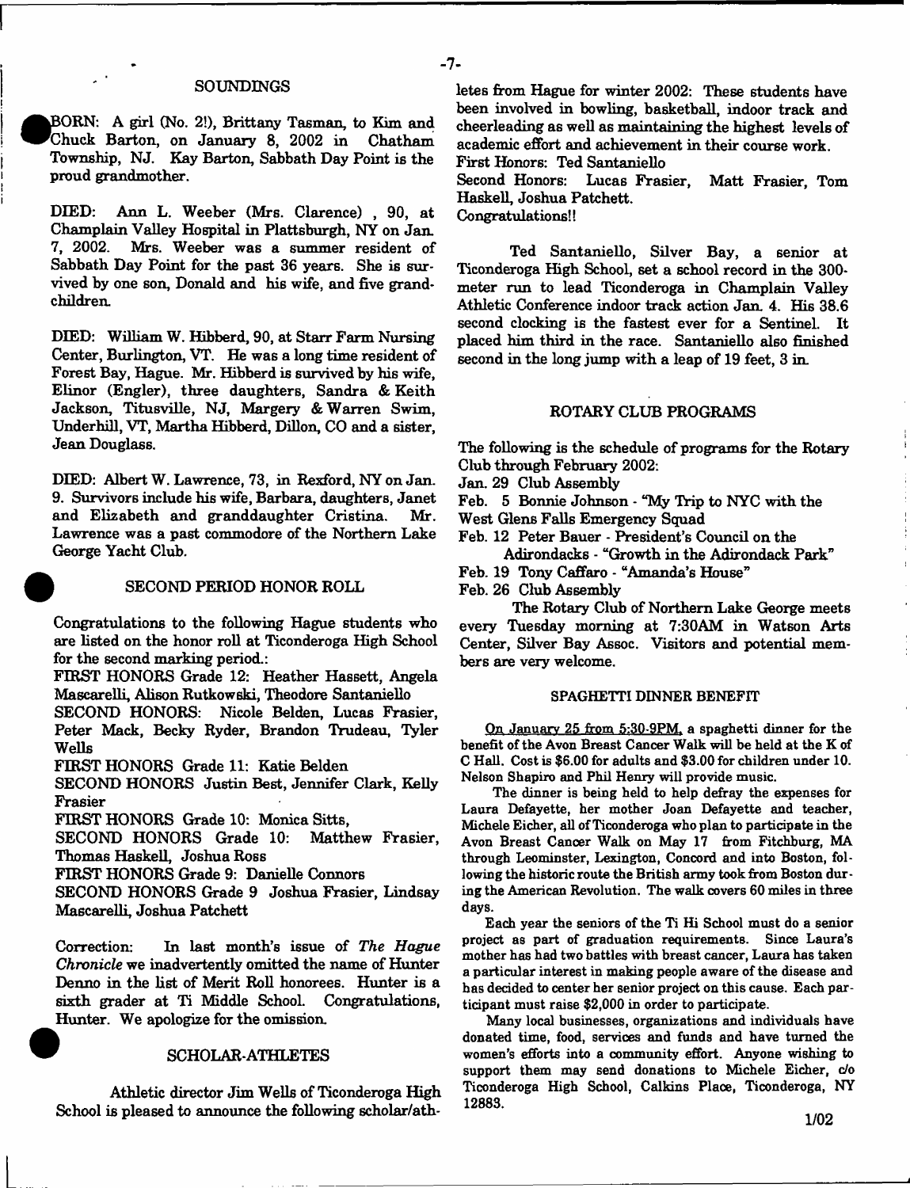## SOUNDINGS

BORN: A girl (No. 2!), Brittany Tasman, to Kim and Chuck Barton, on January 8, 2002 in Chatham Township, NJ. Kay Barton, Sabbath Day Point is the proud grandmother.

DIED: Ann L. Weeber (Mrs. Clarence) , 90, at Champlain Valley Hospital in Plattsburgh, NY on Jan. 7, 2002. Mrs. Weeber was a summer resident of Sabbath Day Point for the past 36 years. She is survived by one son, Donald and his wife, and five grandchildren.

DIED: William W. Hibberd, 90, at Starr Farm Nursing Center, Burlington, VT. He was a long time resident of Forest Bay, Hague. Mr. Hibberd is survived by his wife, Elinor (Engler), three daughters, Sandra & Keith Jackson, Titusville, NJ, Margery & Warren Swim, Underhill, VT, Martha Hibberd, Dillon, CO and a sister, Jean Douglass.

DIED: Albert W. Lawrence, 73, in Rexford, NY on Jan. 9. Survivors include his wife, Barbara, daughters, Janet and Elizabeth and granddaughter Cristina. Mr. Lawrence was a past commodore of the Northern Lake George Yacht Club.

## SECOND PERIOD HONOR ROLL

Congratulations to the following Hague students who are listed on the honor roll at Ticonderoga High School for the second marking period.:

FIRST HONORS Grade 12: Heather Hassett, Angela Mascarelli, Alison Rutkowski, Theodore Santaniello

SECOND HONORS: Nicole Belden, Lucas Frasier, Peter Mack, Becky Ryder, Brandon Trudeau, Tyler Wells

FIRST HONORS Grade 11: Katie Belden

SECOND HONORS Justin Best, Jennifer Clark, Kelly Frasier

FIRST HONORS Grade 10: Monica Sitts,

SECOND HONORS Grade 10: Matthew Frasier, Thomas Haskell, Joshua Ross

FIRST HONORS Grade 9: Danielle Connors

SECOND HONORS Grade 9 Joshua Frasier, Lindsay Mascarelli, Joshua Patchett

Correction: In last month's issue of *The Hague Chronicle* we inadvertently omitted the name of Hunter Denno in the list of Merit Roll honorees. Hunter is a sixth grader at Ti Middle School. Congratulations, Hunter. We apologize for the omission.

## SCHOLAR-ATHLETES

Athletic director Jim Wells of Ticonderoga High School is pleased to announce the following scholar/athletes from Hague for winter 2002: These students have been involved in bowling, basketball, indoor track and cheerleading as well as maintaining the highest levels of academic effort and achievement in their course work.

First Honors: Ted Santaniello

Second Honors: Lucas Frasier, Matt Frasier, Tom Haskell, Joshua Patchett.

Congratulations!!

Ted Santaniello, Silver Bay, a senior at Ticonderoga High School, set a school record in the 300-meter run to lead Ticonderoga in Champlain Valley Athletic Conference indoor track action Jan. 4. His 38.6 second clocking is the fastest ever for a Sentinel. It placed him third in the race. Santaniello also finished second in the long jump with a leap of 19 feet, 3 in.

## ROTARY CLUB PROGRAMS

The following is the schedule of programs for the Rotary Club through February 2002:

Jan. 29 Club Assembly

Feb. 5 Bonnie Johnson - "My Trip to NYC with the West Glens Falls Emergency Squad

Feb. 12 Peter Bauer - President's Council on the Adirondacks - "Growth in the Adirondack Park"

Feb. 19 Tony Caffaro - "Amanda's House"

Feb. 26 Club Assembly

The Rotary Club of Northern Lake George meets every Tuesday morning at 7:30AM in Watson Arts Center, Silver Bay Assoc. Visitors and potential members are very welcome.

## SPAGHETTI DINNER BENEFIT

On January 25 from 5:30-9PM, a spaghetti dinner for the benefit of the Avon Breast Cancer Walk will be held at the K of C Hall. Cost is $6.00 for adults and $3.00 for children under 10. Nelson Shapiro and Phil Henry will provide music.

The dinner is being held to help defray the expenses for Laura Defayette, her mother Joan Defayette and teacher, Michele Eicher, all of Ticonderoga who plan to participate in the Avon Breast Cancer Walk on May 17 from Fitchburg, MA through Leominster, Lexington, Concord and into Boston, following the historic route the British army took from Boston during the American Revolution. The walk covers 60 miles in three days.

Each year the seniors of the Ti Hi School must do a senior project as part of graduation requirements. Since Laura's mother has had two battles with breast cancer, Laura has taken a particular interest in making people aware of the disease and has decided to center her senior project on this cause. Each participant must raise $2,000 in order to participate.

Many local businesses, organizations and individuals have donated time, food, services and funds and have turned the women's efforts into a community effort. Anyone wishing to support them may send donations to Michele Eicher, c/o Ticonderoga High School, Calkins Place, Ticonderoga, NY 12883.

1/02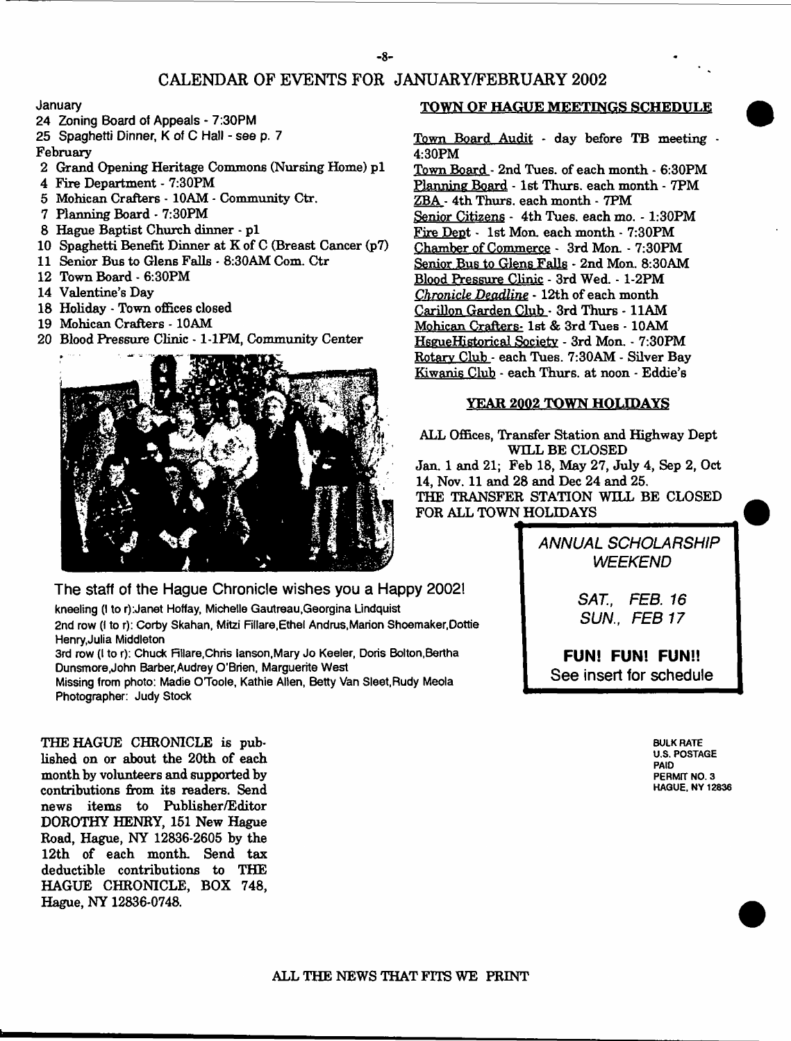# CALENDAR OF EVENTS FOR JANUARY/FEBRUARY 2002

January

24 Zoning Board of Appeals - 7:30PM
25 Spaghetti Dinner, K of C Hall - see p. 7

February

2 Grand Opening Heritage Commons (Nursing Home) p1
4 Fire Department - 7:30PM
5 Mohican Crafters - 10AM - Community Ctr.
7 Planning Board - 7:30PM
8 Hague Baptist Church dinner - p1
10 Spaghetti Benefit Dinner at K of C (Breast Cancer (p7)
11 Senior Bus to Glens Falls - 8:30AM Com. Ctr
12 Town Board - 6:30PM
14 Valentine's Day
18 Holiday - Town offices closed
19 Mohican Crafters - 10AM
20 Blood Pressure Clinic - 1-1PM, Community Center

The staff of the Hague Chronicle wishes you a Happy 2002!

kneeling (l to r):Janet Hoffay, Michelle Gautreau,Georgina Lindquist
2nd row (l to r): Corby Skahan, Mitzi Fillare,Ethel Andrus,Marion Shoemaker,Dottie Henry,Julia Middleton
3rd row (l to r): Chuck Fillare,Chris Ianson,Mary Jo Keeler, Doris Bolton,Bertha Dunsmore,John Barber,Audrey O'Brien, Marguerite West
Missing from photo: Madie O'Toole, Kathie Allen, Betty Van Sleet,Rudy Meola
Photographer: Judy Stock

THE HAGUE CHRONICLE is published on or about the 20th of each month by volunteers and supported by contributions from its readers. Send news items to Publisher/Editor DOROTHY HENRY, 151 New Hague Road, Hague, NY 12836-2605 by the 12th of each month. Send tax deductible contributions to THE HAGUE CHRONICLE, BOX 748, Hague, NY 12836-0748.

## TOWN OF HAGUE MEETINGS SCHEDULE

Town Board Audit - day before TB meeting - 4:30PM
Town Board - 2nd Tues. of each month - 6:30PM
Planning Board - 1st Thurs. each month - 7PM
ZBA - 4th Thurs. each month - 7PM
Senior Citizens - 4th Tues. each mo. - 1:30PM
Fire Dept - 1st Mon. each month - 7:30PM
Chamber of Commerce - 3rd Mon. - 7:30PM
Senior Bus to Glens Falls - 2nd Mon. 8:30AM
Blood Pressure Clinic - 3rd Wed. - 1-2PM
*Chronicle Deadline* - 12th of each month
Carillon Garden Club - 3rd Thurs - 11AM
Mohican Crafters- 1st & 3rd Tues - 10AM
HagueHistorical Society - 3rd Mon. - 7:30PM
Rotary Club - each Tues. 7:30AM - Silver Bay
Kiwanis Club - each Thurs. at noon - Eddie's

## YEAR 2002 TOWN HOLIDAYS

ALL Offices, Transfer Station and Highway Dept WILL BE CLOSED
Jan. 1 and 21; Feb 18, May 27, July 4, Sep 2, Oct 14, Nov. 11 and 28 and Dec 24 and 25.
THE TRANSFER STATION WILL BE CLOSED FOR ALL TOWN HOLIDAYS

*ANNUAL SCHOLARSHIP WEEKEND*

*SAT., FEB. 16*
*SUN., FEB 17*

**FUN! FUN! FUN!!**
See insert for schedule

BULK RATE
U.S. POSTAGE
PAID
PERMIT NO. 3
HAGUE, NY 12836

ALL THE NEWS THAT FITS WE PRINT